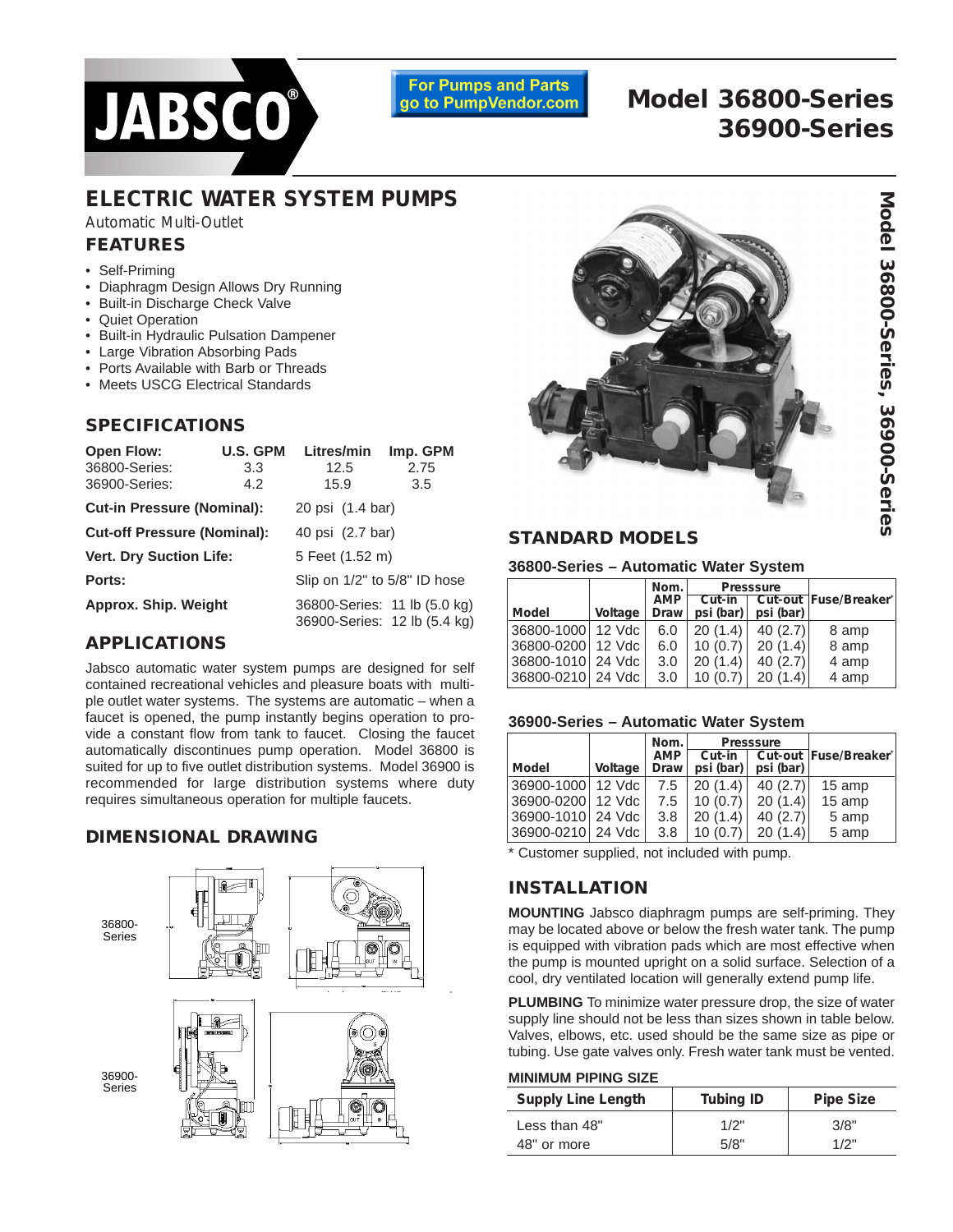# Model 36800-Series 36900-Series

For Pumps and Parts go to PumpVendor.com

## ELECTRIC WATER SYSTEM PUMPS

Automatic Multi-Outlet

### FEATURES

- Self-Priming
- Diaphragm Design Allows Dry Running
- Built-in Discharge Check Valve
- Quiet Operation
- Built-in Hydraulic Pulsation Dampener
- Large Vibration Absorbing Pads
- Ports Available with Barb or Threads
- Meets USCG Electrical Standards

### SPECIFICATIONS

| Open Flow: | U.S. GPM | Litres/min | Imp. GPM |
|---|---|---|---|
| 36800-Series: | 3.3 | 12.5 | 2.75 |
| 36900-Series: | 4.2 | 15.9 | 3.5 |

**Cut-in Pressure (Nominal):** 20 psi (1.4 bar)

**Cut-off Pressure (Nominal):** 40 psi (2.7 bar)

**Vert. Dry Suction Life:** 5 Feet (1.52 m)

**Ports:** Slip on 1/2" to 5/8" ID hose

**Approx. Ship. Weight** 36800-Series: 11 lb (5.0 kg) 36900-Series: 12 lb (5.4 kg)

### APPLICATIONS

Jabsco automatic water system pumps are designed for self contained recreational vehicles and pleasure boats with multiple outlet water systems. The systems are automatic – when a faucet is opened, the pump instantly begins operation to provide a constant flow from tank to faucet. Closing the faucet automatically discontinues pump operation. Model 36800 is suited for up to five outlet distribution systems. Model 36900 is recommended for large distribution systems where duty requires simultaneous operation for multiple faucets.

### DIMENSIONAL DRAWING

36800-Series

36900-Series

### STANDARD MODELS

**36800-Series – Automatic Water System**

| Model | Voltage | Nom. AMP Draw | Presssure Cut-in psi (bar) | Presssure Cut-out psi (bar) | Fuse/Breaker* |
|---|---|---|---|---|---|
| 36800-1000 | 12 Vdc | 6.0 | 20 (1.4) | 40 (2.7) | 8 amp |
| 36800-0200 | 12 Vdc | 6.0 | 10 (0.7) | 20 (1.4) | 8 amp |
| 36800-1010 | 24 Vdc | 3.0 | 20 (1.4) | 40 (2.7) | 4 amp |
| 36800-0210 | 24 Vdc | 3.0 | 10 (0.7) | 20 (1.4) | 4 amp |

**36900-Series – Automatic Water System**

| Model | Voltage | Nom. AMP Draw | Presssure Cut-in psi (bar) | Presssure Cut-out psi (bar) | Fuse/Breaker* |
|---|---|---|---|---|---|
| 36900-1000 | 12 Vdc | 7.5 | 20 (1.4) | 40 (2.7) | 15 amp |
| 36900-0200 | 12 Vdc | 7.5 | 10 (0.7) | 20 (1.4) | 15 amp |
| 36900-1010 | 24 Vdc | 3.8 | 20 (1.4) | 40 (2.7) | 5 amp |
| 36900-0210 | 24 Vdc | 3.8 | 10 (0.7) | 20 (1.4) | 5 amp |

\* Customer supplied, not included with pump.

### INSTALLATION

**MOUNTING** Jabsco diaphragm pumps are self-priming. They may be located above or below the fresh water tank. The pump is equipped with vibration pads which are most effective when the pump is mounted upright on a solid surface. Selection of a cool, dry ventilated location will generally extend pump life.

**PLUMBING** To minimize water pressure drop, the size of water supply line should not be less than sizes shown in table below. Valves, elbows, etc. used should be the same size as pipe or tubing. Use gate valves only. Fresh water tank must be vented.

**MINIMUM PIPING SIZE**

| Supply Line Length | Tubing ID | Pipe Size |
|---|---|---|
| Less than 48" | 1/2" | 3/8" |
| 48" or more | 5/8" | 1/2" |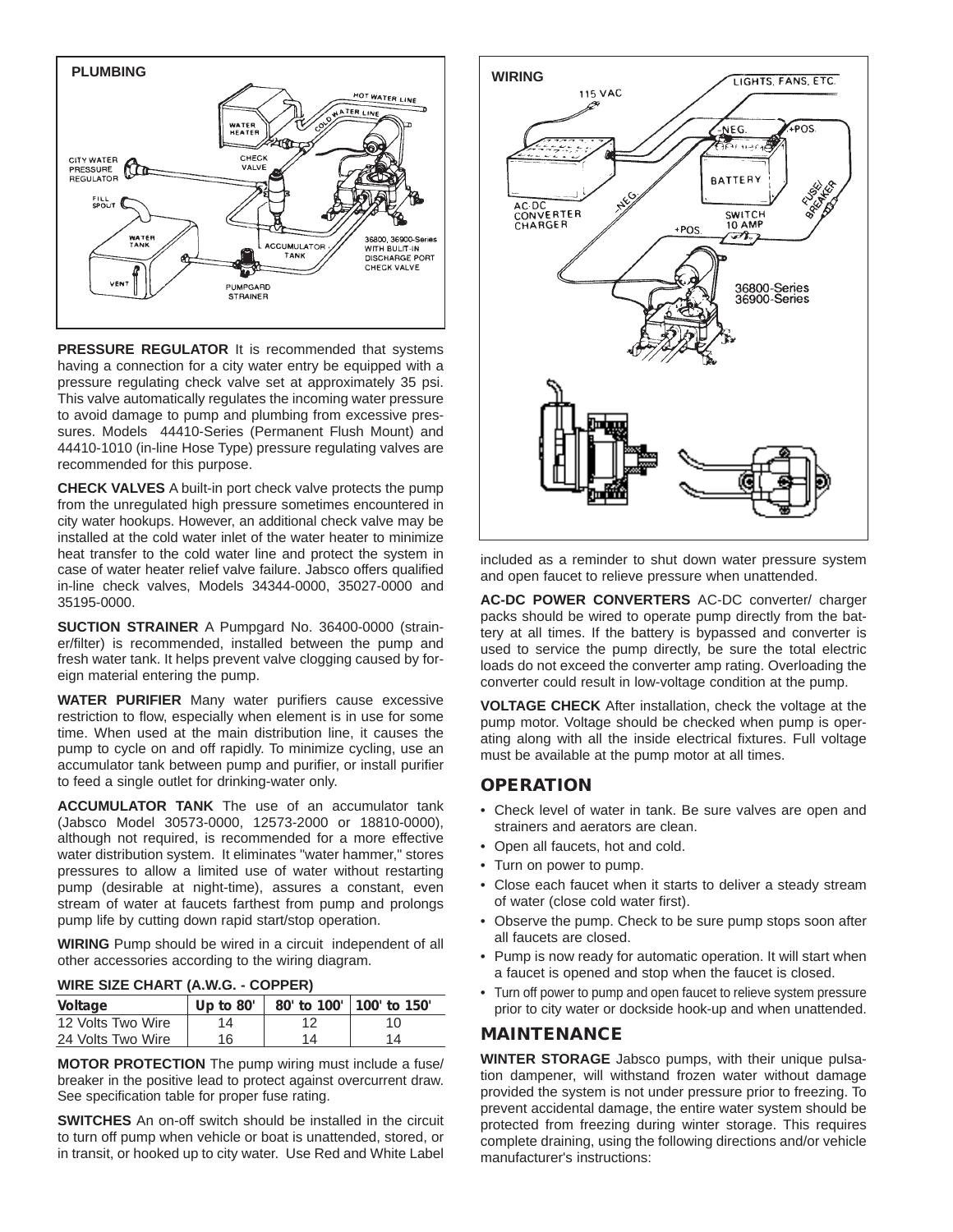**PLUMBING**

**PRESSURE REGULATOR** It is recommended that systems having a connection for a city water entry be equipped with a pressure regulating check valve set at approximately 35 psi. This valve automatically regulates the incoming water pressure to avoid damage to pump and plumbing from excessive pressures. Models 44410-Series (Permanent Flush Mount) and 44410-1010 (in-line Hose Type) pressure regulating valves are recommended for this purpose.

**CHECK VALVES** A built-in port check valve protects the pump from the unregulated high pressure sometimes encountered in city water hookups. However, an additional check valve may be installed at the cold water inlet of the water heater to minimize heat transfer to the cold water line and protect the system in case of water heater relief valve failure. Jabsco offers qualified in-line check valves, Models 34344-0000, 35027-0000 and 35195-0000.

**SUCTION STRAINER** A Pumpgard No. 36400-0000 (strainer/filter) is recommended, installed between the pump and fresh water tank. It helps prevent valve clogging caused by foreign material entering the pump.

**WATER PURIFIER** Many water purifiers cause excessive restriction to flow, especially when element is in use for some time. When used at the main distribution line, it causes the pump to cycle on and off rapidly. To minimize cycling, use an accumulator tank between pump and purifier, or install purifier to feed a single outlet for drinking-water only.

**ACCUMULATOR TANK** The use of an accumulator tank (Jabsco Model 30573-0000, 12573-2000 or 18810-0000), although not required, is recommended for a more effective water distribution system. It eliminates "water hammer," stores pressures to allow a limited use of water without restarting pump (desirable at night-time), assures a constant, even stream of water at faucets farthest from pump and prolongs pump life by cutting down rapid start/stop operation.

**WIRING** Pump should be wired in a circuit independent of all other accessories according to the wiring diagram.

**WIRE SIZE CHART (A.W.G. - COPPER)**

| Voltage | Up to 80' | 80' to 100' | 100' to 150' |
|---|---|---|---|
| 12 Volts Two Wire | 14 | 12 | 10 |
| 24 Volts Two Wire | 16 | 14 | 14 |

**MOTOR PROTECTION** The pump wiring must include a fuse/breaker in the positive lead to protect against overcurrent draw. See specification table for proper fuse rating.

**SWITCHES** An on-off switch should be installed in the circuit to turn off pump when vehicle or boat is unattended, stored, or in transit, or hooked up to city water. Use Red and White Label included as a reminder to shut down water pressure system and open faucet to relieve pressure when unattended.

**WIRING**

**AC-DC POWER CONVERTERS** AC-DC converter/ charger packs should be wired to operate pump directly from the battery at all times. If the battery is bypassed and converter is used to service the pump directly, be sure the total electric loads do not exceed the converter amp rating. Overloading the converter could result in low-voltage condition at the pump.

**VOLTAGE CHECK** After installation, check the voltage at the pump motor. Voltage should be checked when pump is operating along with all the inside electrical fixtures. Full voltage must be available at the pump motor at all times.

## OPERATION

- Check level of water in tank. Be sure valves are open and strainers and aerators are clean.
- Open all faucets, hot and cold.
- Turn on power to pump.
- Close each faucet when it starts to deliver a steady stream of water (close cold water first).
- Observe the pump. Check to be sure pump stops soon after all faucets are closed.
- Pump is now ready for automatic operation. It will start when a faucet is opened and stop when the faucet is closed.
- Turn off power to pump and open faucet to relieve system pressure prior to city water or dockside hook-up and when unattended.

## MAINTENANCE

**WINTER STORAGE** Jabsco pumps, with their unique pulsation dampener, will withstand frozen water without damage provided the system is not under pressure prior to freezing. To prevent accidental damage, the entire water system should be protected from freezing during winter storage. This requires complete draining, using the following directions and/or vehicle manufacturer's instructions: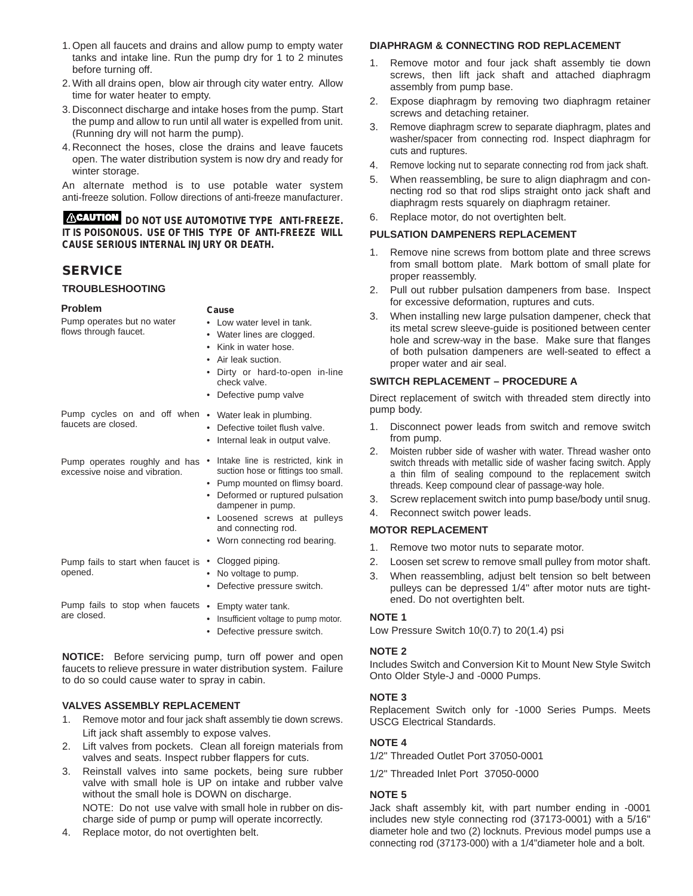1. Open all faucets and drains and allow pump to empty water tanks and intake line. Run the pump dry for 1 to 2 minutes before turning off.
2. With all drains open, blow air through city water entry. Allow time for water heater to empty.
3. Disconnect discharge and intake hoses from the pump. Start the pump and allow to run until all water is expelled from unit. (Running dry will not harm the pump).
4. Reconnect the hoses, close the drains and leave faucets open. The water distribution system is now dry and ready for winter storage.

An alternate method is to use potable water system anti-freeze solution. Follow directions of anti-freeze manufacturer.

**⚠CAUTION DO NOT USE AUTOMOTIVE TYPE ANTI-FREEZE. IT IS POISONOUS. USE OF THIS TYPE OF ANTI-FREEZE WILL CAUSE SERIOUS INTERNAL INJURY OR DEATH.**

## SERVICE

### TROUBLESHOOTING

| Problem | Cause |
|---|---|
| Pump operates but no water flows through faucet. | • Low water level in tank.<br>• Water lines are clogged.<br>• Kink in water hose.<br>• Air leak suction.<br>• Dirty or hard-to-open in-line check valve.<br>• Defective pump valve |
| Pump cycles on and off when faucets are closed. | • Water leak in plumbing.<br>• Defective toilet flush valve.<br>• Internal leak in output valve. |
| Pump operates roughly and has excessive noise and vibration. | • Intake line is restricted, kink in suction hose or fittings too small.<br>• Pump mounted on flimsy board.<br>• Deformed or ruptured pulsation dampener in pump.<br>• Loosened screws at pulleys and connecting rod.<br>• Worn connecting rod bearing. |
| Pump fails to start when faucet is opened. | • Clogged piping.<br>• No voltage to pump.<br>• Defective pressure switch. |
| Pump fails to stop when faucets are closed. | • Empty water tank.<br>• Insufficient voltage to pump motor.<br>• Defective pressure switch. |

**NOTICE:** Before servicing pump, turn off power and open faucets to relieve pressure in water distribution system. Failure to do so could cause water to spray in cabin.

### VALVES ASSEMBLY REPLACEMENT

1. Remove motor and four jack shaft assembly tie down screws. Lift jack shaft assembly to expose valves.
2. Lift valves from pockets. Clean all foreign materials from valves and seats. Inspect rubber flappers for cuts.
3. Reinstall valves into same pockets, being sure rubber valve with small hole is UP on intake and rubber valve without the small hole is DOWN on discharge.

   NOTE: Do not use valve with small hole in rubber on discharge side of pump or pump will operate incorrectly.
4. Replace motor, do not overtighten belt.

### DIAPHRAGM & CONNECTING ROD REPLACEMENT

1. Remove motor and four jack shaft assembly tie down screws, then lift jack shaft and attached diaphragm assembly from pump base.
2. Expose diaphragm by removing two diaphragm retainer screws and detaching retainer.
3. Remove diaphragm screw to separate diaphragm, plates and washer/spacer from connecting rod. Inspect diaphragm for cuts and ruptures.
4. Remove locking nut to separate connecting rod from jack shaft.
5. When reassembling, be sure to align diaphragm and connecting rod so that rod slips straight onto jack shaft and diaphragm rests squarely on diaphragm retainer.
6. Replace motor, do not overtighten belt.

### PULSATION DAMPENERS REPLACEMENT

1. Remove nine screws from bottom plate and three screws from small bottom plate. Mark bottom of small plate for proper reassembly.
2. Pull out rubber pulsation dampeners from base. Inspect for excessive deformation, ruptures and cuts.
3. When installing new large pulsation dampener, check that its metal screw sleeve-guide is positioned between center hole and screw-way in the base. Make sure that flanges of both pulsation dampeners are well-seated to effect a proper water and air seal.

### SWITCH REPLACEMENT – PROCEDURE A

Direct replacement of switch with threaded stem directly into pump body.

1. Disconnect power leads from switch and remove switch from pump.
2. Moisten rubber side of washer with water. Thread washer onto switch threads with metallic side of washer facing switch. Apply a thin film of sealing compound to the replacement switch threads. Keep compound clear of passage-way hole.
3. Screw replacement switch into pump base/body until snug.
4. Reconnect switch power leads.

### MOTOR REPLACEMENT

1. Remove two motor nuts to separate motor.
2. Loosen set screw to remove small pulley from motor shaft.
3. When reassembling, adjust belt tension so belt between pulleys can be depressed 1/4" after motor nuts are tightened. Do not overtighten belt.

### NOTE 1

Low Pressure Switch 10(0.7) to 20(1.4) psi

### NOTE 2

Includes Switch and Conversion Kit to Mount New Style Switch Onto Older Style-J and -0000 Pumps.

### NOTE 3

Replacement Switch only for -1000 Series Pumps. Meets USCG Electrical Standards.

### NOTE 4

1/2" Threaded Outlet Port 37050-0001

1/2" Threaded Inlet Port 37050-0000

### NOTE 5

Jack shaft assembly kit, with part number ending in -0001 includes new style connecting rod (37173-0001) with a 5/16" diameter hole and two (2) locknuts. Previous model pumps use a connecting rod (37173-000) with a 1/4"diameter hole and a bolt.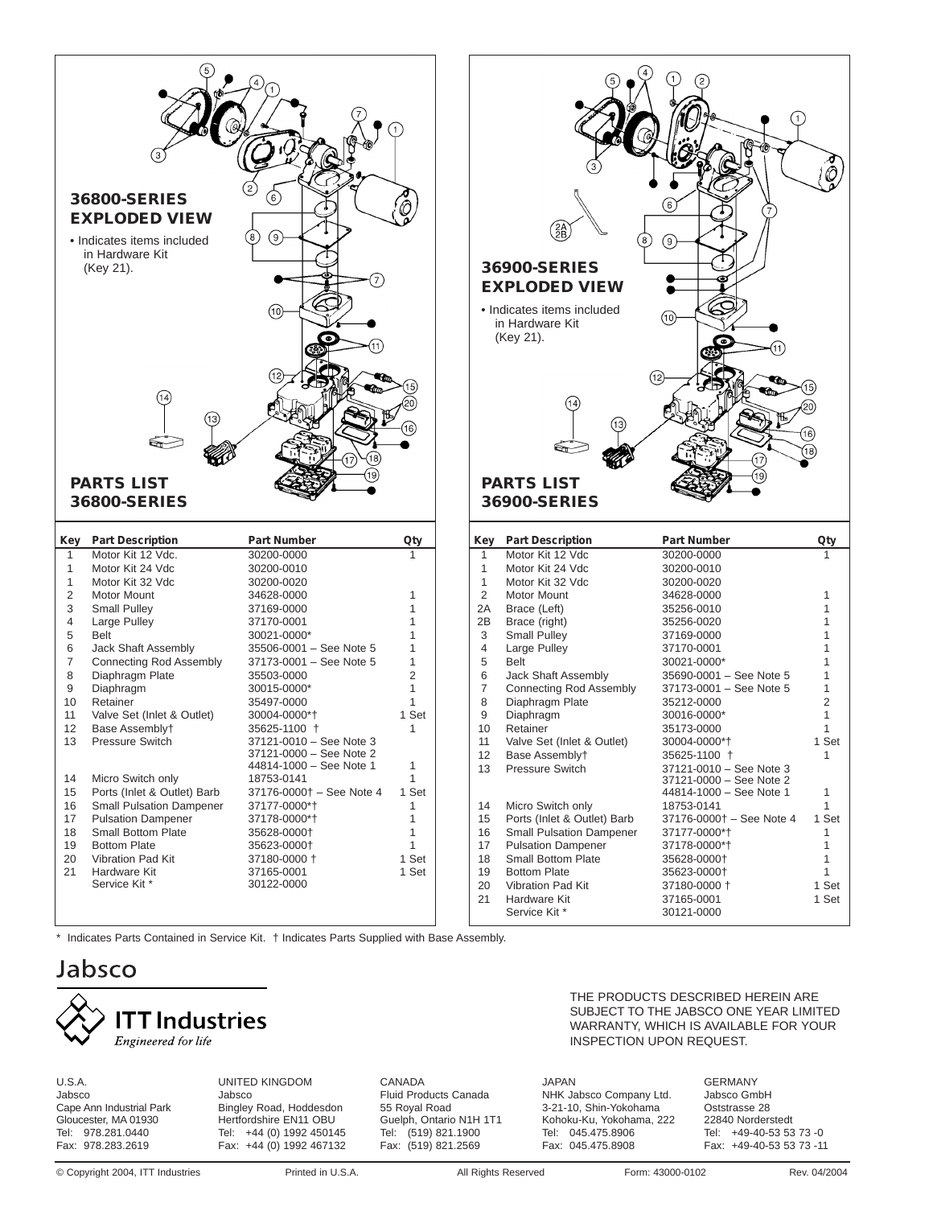## 36800-SERIES EXPLODED VIEW

• Indicates items included in Hardware Kit (Key 21).

## PARTS LIST 36800-SERIES

| Key | Part Description | Part Number | Qty |
|---|---|---|---|
| 1 | Motor Kit 12 Vdc. | 30200-0000 | 1 |
| 1 | Motor Kit 24 Vdc | 30200-0010 | |
| 1 | Motor Kit 32 Vdc | 30200-0020 | |
| 2 | Motor Mount | 34628-0000 | 1 |
| 3 | Small Pulley | 37169-0000 | 1 |
| 4 | Large Pulley | 37170-0001 | 1 |
| 5 | Belt | 30021-0000* | 1 |
| 6 | Jack Shaft Assembly | 35506-0001 – See Note 5 | 1 |
| 7 | Connecting Rod Assembly | 37173-0001 – See Note 5 | 1 |
| 8 | Diaphragm Plate | 35503-0000 | 2 |
| 9 | Diaphragm | 30015-0000* | 1 |
| 10 | Retainer | 35497-0000 | 1 |
| 11 | Valve Set (Inlet & Outlet) | 30004-0000*† | 1 Set |
| 12 | Base Assembly† | 35625-1100 † | 1 |
| 13 | Pressure Switch | 37121-0010 – See Note 3<br>37121-0000 – See Note 2<br>44814-1000 – See Note 1 | 1 |
| 14 | Micro Switch only | 18753-0141 | 1 |
| 15 | Ports (Inlet & Outlet) Barb | 37176-0000† – See Note 4 | 1 Set |
| 16 | Small Pulsation Dampener | 37177-0000*† | 1 |
| 17 | Pulsation Dampener | 37178-0000*† | 1 |
| 18 | Small Bottom Plate | 35628-0000† | 1 |
| 19 | Bottom Plate | 35623-0000† | 1 |
| 20 | Vibration Pad Kit | 37180-0000 † | 1 Set |
| 21 | Hardware Kit | 37165-0001 | 1 Set |
| | Service Kit * | 30122-0000 | |

## 36900-SERIES EXPLODED VIEW

• Indicates items included in Hardware Kit (Key 21).

## PARTS LIST 36900-SERIES

| Key | Part Description | Part Number | Qty |
|---|---|---|---|
| 1 | Motor Kit 12 Vdc | 30200-0000 | 1 |
| 1 | Motor Kit 24 Vdc | 30200-0010 | |
| 1 | Motor Kit 32 Vdc | 30200-0020 | |
| 2 | Motor Mount | 34628-0000 | 1 |
| 2A | Brace (Left) | 35256-0010 | 1 |
| 2B | Brace (right) | 35256-0020 | 1 |
| 3 | Small Pulley | 37169-0000 | 1 |
| 4 | Large Pulley | 37170-0001 | 1 |
| 5 | Belt | 30021-0000* | 1 |
| 6 | Jack Shaft Assembly | 35690-0001 – See Note 5 | 1 |
| 7 | Connecting Rod Assembly | 37173-0001 – See Note 5 | 1 |
| 8 | Diaphragm Plate | 35212-0000 | 2 |
| 9 | Diaphragm | 30016-0000* | 1 |
| 10 | Retainer | 35173-0000 | 1 |
| 11 | Valve Set (Inlet & Outlet) | 30004-0000*† | 1 Set |
| 12 | Base Assembly† | 35625-1100 † | 1 |
| 13 | Pressure Switch | 37121-0010 – See Note 3<br>37121-0000 – See Note 2<br>44814-1000 – See Note 1 | 1 |
| 14 | Micro Switch only | 18753-0141 | 1 |
| 15 | Ports (Inlet & Outlet) Barb | 37176-0000† – See Note 4 | 1 Set |
| 16 | Small Pulsation Dampener | 37177-0000*† | 1 |
| 17 | Pulsation Dampener | 37178-0000*† | 1 |
| 18 | Small Bottom Plate | 35628-0000† | 1 |
| 19 | Bottom Plate | 35623-0000† | 1 |
| 20 | Vibration Pad Kit | 37180-0000 † | 1 Set |
| 21 | Hardware Kit | 37165-0001 | 1 Set |
| | Service Kit * | 30121-0000 | |

\* Indicates Parts Contained in Service Kit. † Indicates Parts Supplied with Base Assembly.

Jabsco

ITT Industries
*Engineered for life*

THE PRODUCTS DESCRIBED HEREIN ARE SUBJECT TO THE JABSCO ONE YEAR LIMITED WARRANTY, WHICH IS AVAILABLE FOR YOUR INSPECTION UPON REQUEST.

U.S.A.
Jabsco
Cape Ann Industrial Park
Gloucester, MA 01930
Tel: 978.281.0440
Fax: 978.283.2619

UNITED KINGDOM
Jabsco
Bingley Road, Hoddesdon
Hertfordshire EN11 OBU
Tel: +44 (0) 1992 450145
Fax: +44 (0) 1992 467132

CANADA
Fluid Products Canada
55 Royal Road
Guelph, Ontario N1H 1T1
Tel: (519) 821.1900
Fax: (519) 821.2569

JAPAN
NHK Jabsco Company Ltd.
3-21-10, Shin-Yokohama
Kohoku-Ku, Yokohama, 222
Tel: 045.475.8906
Fax: 045.475.8908

GERMANY
Jabsco GmbH
Oststrasse 28
22840 Norderstedt
Tel: +49-40-53 53 73 -0
Fax: +49-40-53 53 73 -11

© Copyright 2004, ITT Industries — Printed in U.S.A. — All Rights Reserved — Form: 43000-0102 — Rev. 04/2004